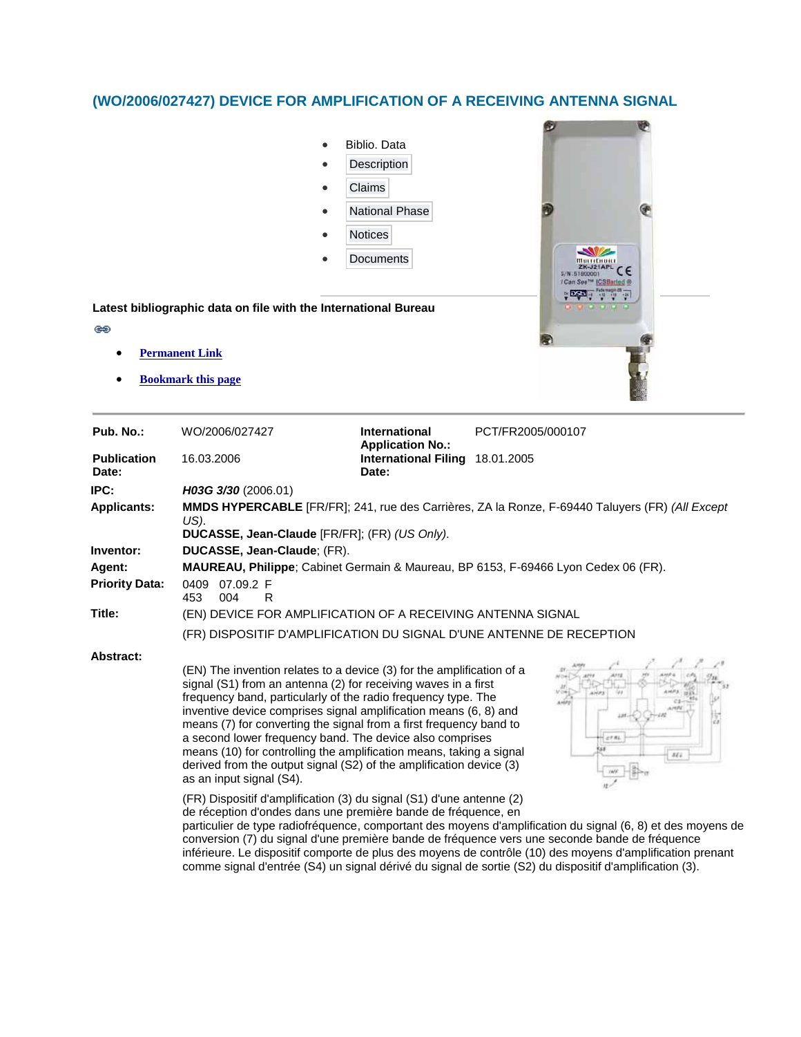# (WO/2006/027427) DEVICE FOR AMPLIFICATION OF A RECEIVING ANTENNA SIGNAL

- Biblio. Data
- Description
- Claims
- National Phase
- Notices
- Documents

**Latest bibliographic data on file with the International Bureau**

- **Permanent Link**
- **Bookmark this page**

| | | | |
|---|---|---|---|
| **Pub. No.:** | WO/2006/027427 | **International Application No.:** | PCT/FR2005/000107 |
| **Publication Date:** | 16.03.2006 | **International Filing Date:** | 18.01.2005 |

**IPC:** ***H03G 3/30*** (2006.01)

**Applicants:** **MMDS HYPERCABLE** [FR/FR]; 241, rue des Carrières, ZA la Ronze, F-69440 Taluyers (FR) *(All Except US)*.
**DUCASSE, Jean-Claude** [FR/FR]; (FR) *(US Only)*.

**Inventor:** **DUCASSE, Jean-Claude**; (FR).

**Agent:** **MAUREAU, Philippe**; Cabinet Germain & Maureau, BP 6153, F-69466 Lyon Cedex 06 (FR).

**Priority Data:** 0409453 07.09.2004 FR

**Title:** (EN) DEVICE FOR AMPLIFICATION OF A RECEIVING ANTENNA SIGNAL
(FR) DISPOSITIF D'AMPLIFICATION DU SIGNAL D'UNE ANTENNE DE RECEPTION

**Abstract:**

(EN) The invention relates to a device (3) for the amplification of a signal (S1) from an antenna (2) for receiving waves in a first frequency band, particularly of the radio frequency type. The inventive device comprises signal amplification means (6, 8) and means (7) for converting the signal from a first frequency band to a second lower frequency band. The device also comprises means (10) for controlling the amplification means, taking a signal derived from the output signal (S2) of the amplification device (3) as an input signal (S4).

(FR) Dispositif d'amplification (3) du signal (S1) d'une antenne (2) de réception d'ondes dans une première bande de fréquence, en particulier de type radiofréquence, comportant des moyens d'amplification du signal (6, 8) et des moyens de conversion (7) du signal d'une première bande de fréquence vers une seconde bande de fréquence inférieure. Le dispositif comporte de plus des moyens de contrôle (10) des moyens d'amplification prenant comme signal d'entrée (S4) un signal dérivé du signal de sortie (S2) du dispositif d'amplification (3).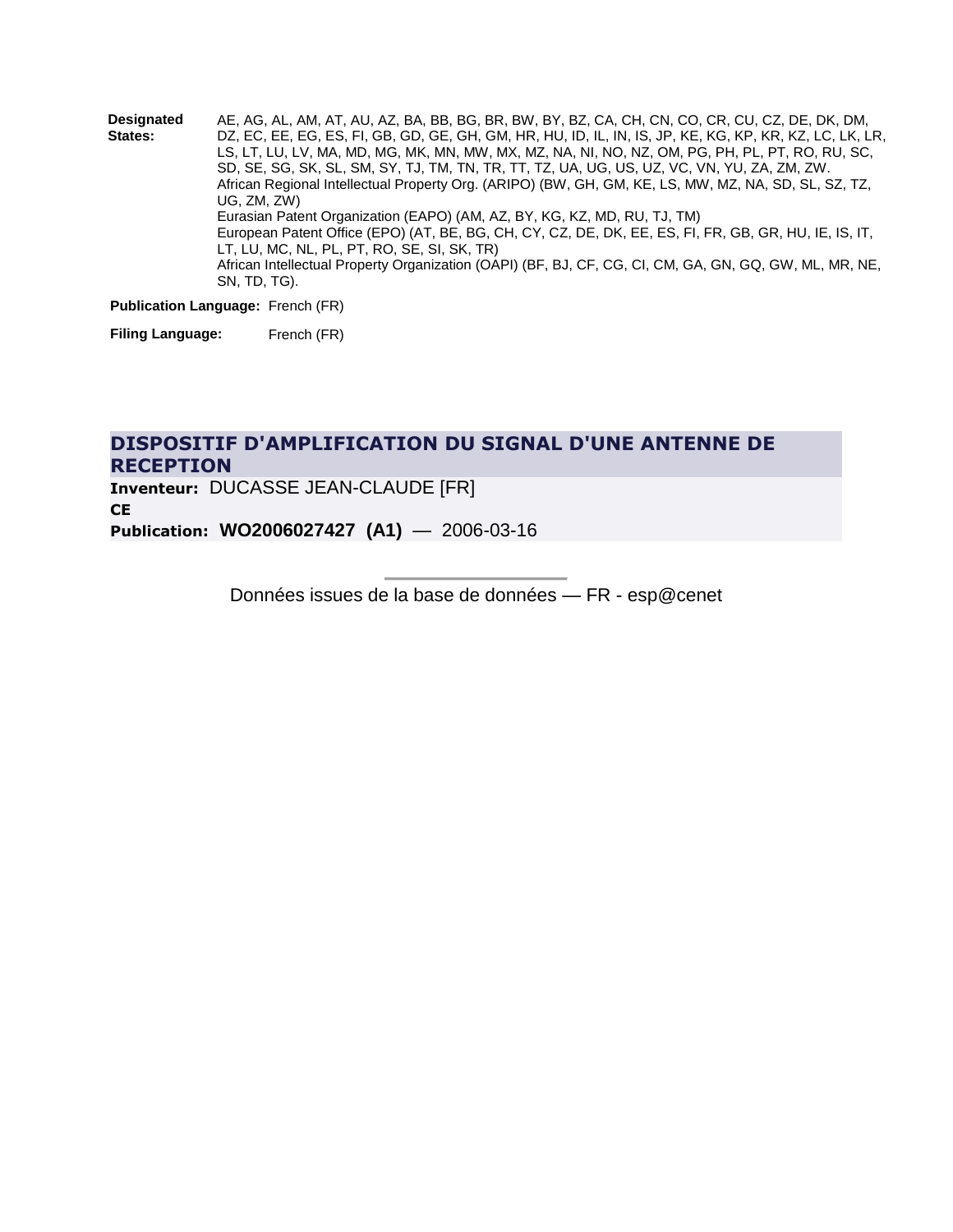**Designated States:** AE, AG, AL, AM, AT, AU, AZ, BA, BB, BG, BR, BW, BY, BZ, CA, CH, CN, CO, CR, CU, CZ, DE, DK, DM, DZ, EC, EE, EG, ES, FI, GB, GD, GE, GH, GM, HR, HU, ID, IL, IN, IS, JP, KE, KG, KP, KR, KZ, LC, LK, LR, LS, LT, LU, LV, MA, MD, MG, MK, MN, MW, MX, MZ, NA, NI, NO, NZ, OM, PG, PH, PL, PT, RO, RU, SC, SD, SE, SG, SK, SL, SM, SY, TJ, TM, TN, TR, TT, TZ, UA, UG, US, UZ, VC, VN, YU, ZA, ZM, ZW.
African Regional Intellectual Property Org. (ARIPO) (BW, GH, GM, KE, LS, MW, MZ, NA, SD, SL, SZ, TZ, UG, ZM, ZW)
Eurasian Patent Organization (EAPO) (AM, AZ, BY, KG, KZ, MD, RU, TJ, TM)
European Patent Office (EPO) (AT, BE, BG, CH, CY, CZ, DE, DK, EE, ES, FI, FR, GB, GR, HU, IE, IS, IT, LT, LU, MC, NL, PL, PT, RO, SE, SI, SK, TR)
African Intellectual Property Organization (OAPI) (BF, BJ, CF, CG, CI, CM, GA, GN, GQ, GW, ML, MR, NE, SN, TD, TG).

**Publication Language:** French (FR)

**Filing Language:** French (FR)

## DISPOSITIF D'AMPLIFICATION DU SIGNAL D'UNE ANTENNE DE RECEPTION

**Inventeur:** DUCASSE JEAN-CLAUDE [FR]

**CE**

**Publication:** **WO2006027427 (A1)** — 2006-03-16

Données issues de la base de données — FR - esp@cenet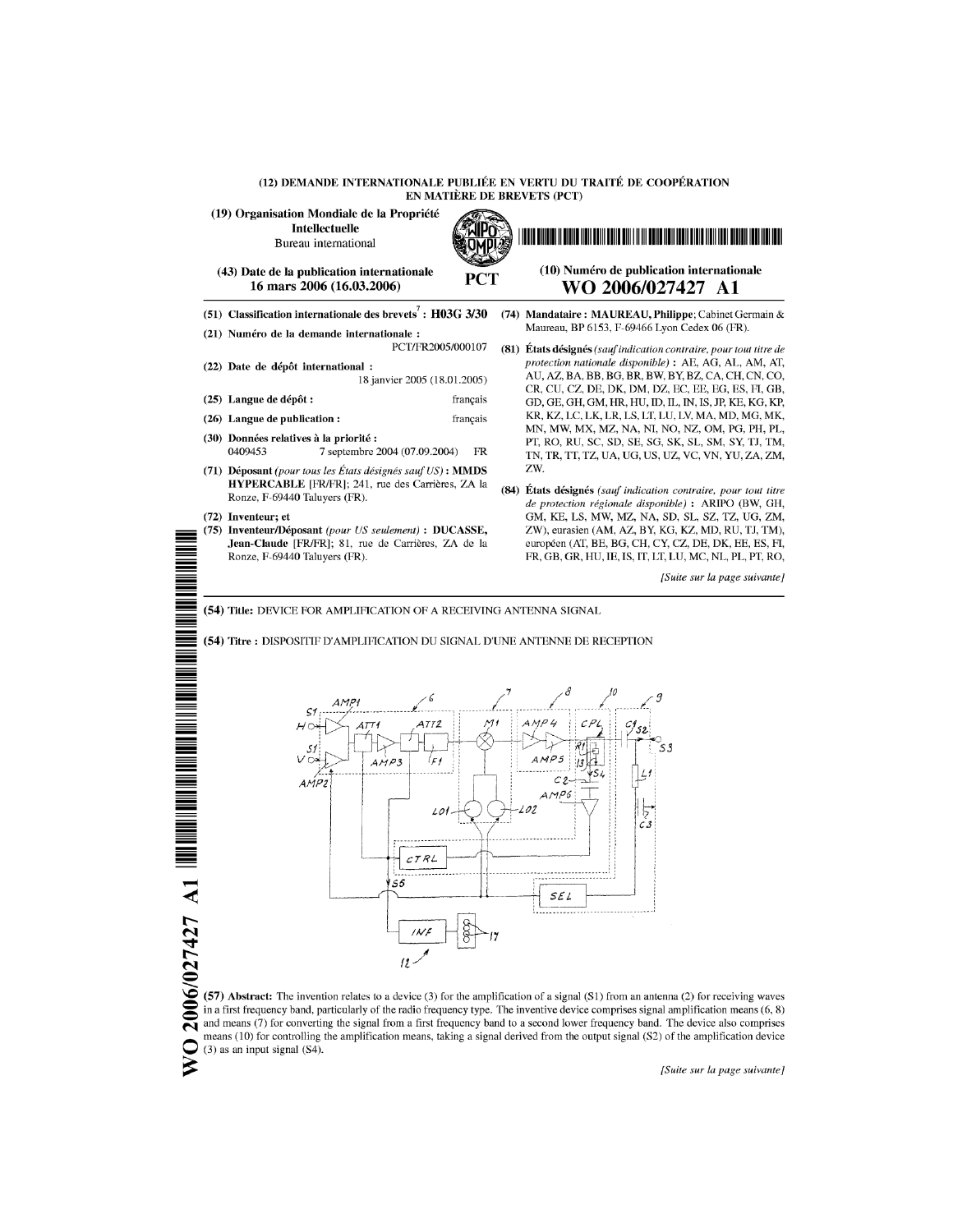(12) DEMANDE INTERNATIONALE PUBLIÉE EN VERTU DU TRAITÉ DE COOPÉRATION EN MATIÈRE DE BREVETS (PCT)

(19) Organisation Mondiale de la Propriété Intellectuelle
Bureau international

(43) Date de la publication internationale
16 mars 2006 (16.03.2006)

PCT

(10) Numéro de publication internationale
**WO 2006/027427 A1**

(51) Classification internationale des brevets[7] : **H03G 3/30**

(21) Numéro de la demande internationale :
PCT/FR2005/000107

(22) Date de dépôt international :
18 janvier 2005 (18.01.2005)

(25) Langue de dépôt : français

(26) Langue de publication : français

(30) Données relatives à la priorité :
0409453 7 septembre 2004 (07.09.2004) FR

(71) Déposant *(pour tous les États désignés sauf US)* : **MMDS HYPERCABLE** [FR/FR]; 241, rue des Carrières, ZA la Ronze, F-69440 Taluyers (FR).

(72) Inventeur; et

(75) Inventeur/Déposant *(pour US seulement)* : **DUCASSE, Jean-Claude** [FR/FR]; 81, rue de Carrières, ZA de la Ronze, F-69440 Taluyers (FR).

(74) Mandataire : **MAUREAU, Philippe**; Cabinet Germain & Maureau, BP 6153, F-69466 Lyon Cedex 06 (FR).

(81) États désignés *(sauf indication contraire, pour tout titre de protection nationale disponible)* : AE, AG, AL, AM, AT, AU, AZ, BA, BB, BG, BR, BW, BY, BZ, CA, CH, CN, CO, CR, CU, CZ, DE, DK, DM, DZ, EC, EE, EG, ES, FI, GB, GD, GE, GH, GM, HR, HU, ID, IL, IN, IS, JP, KE, KG, KP, KR, KZ, LC, LK, LR, LS, LT, LU, LV, MA, MD, MG, MK, MN, MW, MX, MZ, NA, NI, NO, NZ, OM, PG, PH, PL, PT, RO, RU, SC, SD, SE, SG, SK, SL, SM, SY, TJ, TM, TN, TR, TT, TZ, UA, UG, US, UZ, VC, VN, YU, ZA, ZM, ZW.

(84) États désignés *(sauf indication contraire, pour tout titre de protection régionale disponible)* : ARIPO (BW, GH, GM, KE, LS, MW, MZ, NA, SD, SL, SZ, TZ, UG, ZM, ZW), eurasien (AM, AZ, BY, KG, KZ, MD, RU, TJ, TM), européen (AT, BE, BG, CH, CY, CZ, DE, DK, EE, ES, FI, FR, GB, GR, HU, IE, IS, IT, LT, LU, MC, NL, PL, PT, RO,

*[Suite sur la page suivante]*

(54) Title: DEVICE FOR AMPLIFICATION OF A RECEIVING ANTENNA SIGNAL

(54) Titre : DISPOSITIF D'AMPLIFICATION DU SIGNAL D'UNE ANTENNE DE RECEPTION

S1
H
V
AMP1
AMP2
ATT1
AMP3
ATT2
F1
6
7
M1
8
AMP4
AMP5
10
CPL
R1
13
S4
C2
AMP6
9
C1
S2
S3
L1
C3
LO1
LO2
CTRL
S5
SEL
INF
12
17

(57) Abstract: The invention relates to a device (3) for the amplification of a signal (S1) from an antenna (2) for receiving waves in a first frequency band, particularly of the radio frequency type. The inventive device comprises signal amplification means (6, 8) and means (7) for converting the signal from a first frequency band to a second lower frequency band. The device also comprises means (10) for controlling the amplification means, taking a signal derived from the output signal (S2) of the amplification device (3) as an input signal (S4).

*[Suite sur la page suivante]*

WO 2006/027427 A1